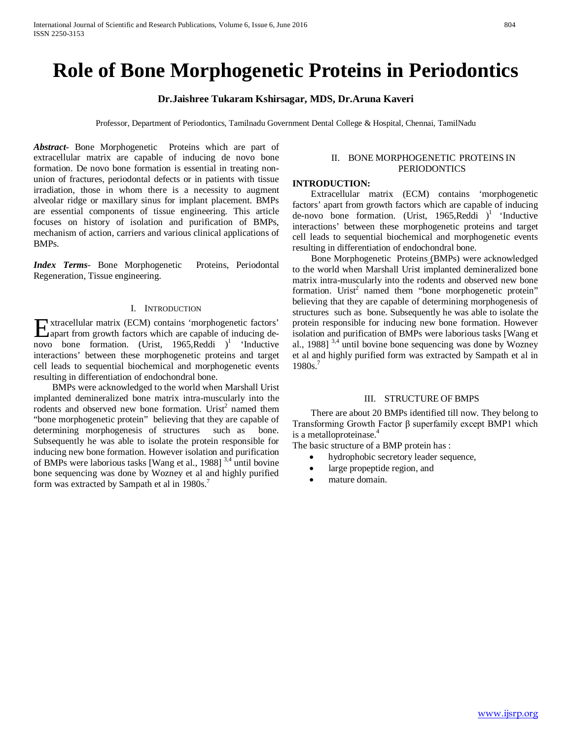# Role of Bone Morphogenetic Proteins in Periodontics

**Dr.Jaishree Tukaram Kshirsagar, MDS, Dr.Aruna Kaveri**

Professor, Department of Periodontics, Tamilnadu Government Dental College & Hospital, Chennai, TamilNadu

***Abstract***- Bone Morphogenetic Proteins which are part of extracellular matrix are capable of inducing de novo bone formation. De novo bone formation is essential in treating non-union of fractures, periodontal defects or in patients with tissue irradiation, those in whom there is a necessity to augment alveolar ridge or maxillary sinus for implant placement. BMPs are essential components of tissue engineering. This article focuses on history of isolation and purification of BMPs, mechanism of action, carriers and various clinical applications of BMPs.

***Index Terms***- Bone Morphogenetic Proteins, Periodontal Regeneration, Tissue engineering.

## I. Introduction

Extracellular matrix (ECM) contains 'morphogenetic factors' apart from growth factors which are capable of inducing de-novo bone formation. (Urist, 1965,Reddi )[1] 'Inductive interactions' between these morphogenetic proteins and target cell leads to sequential biochemical and morphogenetic events resulting in differentiation of endochondral bone.

BMPs were acknowledged to the world when Marshall Urist implanted demineralized bone matrix intra-muscularly into the rodents and observed new bone formation. Urist[2] named them "bone morphogenetic protein" believing that they are capable of determining morphogenesis of structures such as bone. Subsequently he was able to isolate the protein responsible for inducing new bone formation. However isolation and purification of BMPs were laborious tasks [Wang et al., 1988] [3,4] until bovine bone sequencing was done by Wozney et al and highly purified form was extracted by Sampath et al in 1980s.[7]

## II. Bone Morphogenetic Proteins in Periodontics

**INTRODUCTION:**

Extracellular matrix (ECM) contains 'morphogenetic factors' apart from growth factors which are capable of inducing de-novo bone formation. (Urist, 1965,Reddi )[1] 'Inductive interactions' between these morphogenetic proteins and target cell leads to sequential biochemical and morphogenetic events resulting in differentiation of endochondral bone.

Bone Morphogenetic Proteins (BMPs) were acknowledged to the world when Marshall Urist implanted demineralized bone matrix intra-muscularly into the rodents and observed new bone formation. Urist[2] named them "bone morphogenetic protein" believing that they are capable of determining morphogenesis of structures such as bone. Subsequently he was able to isolate the protein responsible for inducing new bone formation. However isolation and purification of BMPs were laborious tasks [Wang et al., 1988] [3,4] until bovine bone sequencing was done by Wozney et al and highly purified form was extracted by Sampath et al in 1980s.[7]

## III. Structure of BMPs

There are about 20 BMPs identified till now. They belong to Transforming Growth Factor β superfamily except BMP1 which is a metalloproteinase.[4]

The basic structure of a BMP protein has :

- hydrophobic secretory leader sequence,
- large propeptide region, and
- mature domain.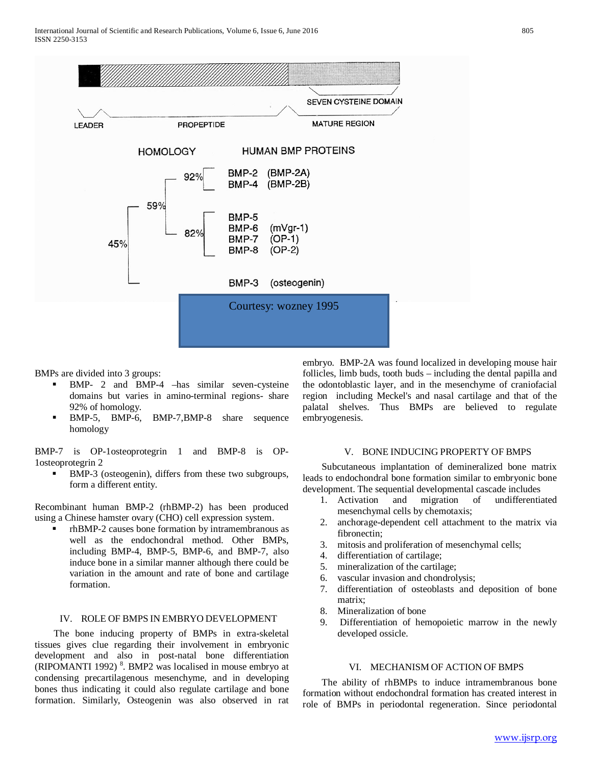LEADER PROPEPTIDE MATURE REGION SEVEN CYSTEINE DOMAIN

| HOMOLOGY | HUMAN BMP PROTEINS |
|---|---|
| 92% | BMP-2 (BMP-2A) |
| | BMP-4 (BMP-2B) |
| 59% | |
| 82% | BMP-5 |
| | BMP-6 (mVgr-1) |
| | BMP-7 (OP-1) |
| | BMP-8 (OP-2) |
| 45% | BMP-3 (osteogenin) |

Courtesy: wozney 1995

BMPs are divided into 3 groups:

- BMP- 2 and BMP-4 –has similar seven-cysteine domains but varies in amino-terminal regions- share 92% of homology.
- BMP-5, BMP-6, BMP-7,BMP-8 share sequence homology

BMP-7 is OP-1osteoprotegrin 1 and BMP-8 is OP-1osteoprotegrin 2

- BMP-3 (osteogenin), differs from these two subgroups, form a different entity.

Recombinant human BMP-2 (rhBMP-2) has been produced using a Chinese hamster ovary (CHO) cell expression system.

- rhBMP-2 causes bone formation by intramembranous as well as the endochondral method. Other BMPs, including BMP-4, BMP-5, BMP-6, and BMP-7, also induce bone in a similar manner although there could be variation in the amount and rate of bone and cartilage formation.

## IV. ROLE OF BMPS IN EMBRYO DEVELOPMENT

The bone inducing property of BMPs in extra-skeletal tissues gives clue regarding their involvement in embryonic development and also in post-natal bone differentiation (RIPOMANTI 1992) [8]. BMP2 was localised in mouse embryo at condensing precartilagenous mesenchyme, and in developing bones thus indicating it could also regulate cartilage and bone formation. Similarly, Osteogenin was also observed in rat embryo. BMP-2A was found localized in developing mouse hair follicles, limb buds, tooth buds – including the dental papilla and the odontoblastic layer, and in the mesenchyme of craniofacial region including Meckel's and nasal cartilage and that of the palatal shelves. Thus BMPs are believed to regulate embryogenesis.

## V. BONE INDUCING PROPERTY OF BMPS

Subcutaneous implantation of demineralized bone matrix leads to endochondral bone formation similar to embryonic bone development. The sequential developmental cascade includes

1. Activation and migration of undifferentiated mesenchymal cells by chemotaxis;
2. anchorage-dependent cell attachment to the matrix via fibronectin;
3. mitosis and proliferation of mesenchymal cells;
4. differentiation of cartilage;
5. mineralization of the cartilage;
6. vascular invasion and chondrolysis;
7. differentiation of osteoblasts and deposition of bone matrix;
8. Mineralization of bone
9. Differentiation of hemopoietic marrow in the newly developed ossicle.

## VI. MECHANISM OF ACTION OF BMPS

The ability of rhBMPs to induce intramembranous bone formation without endochondral formation has created interest in role of BMPs in periodontal regeneration. Since periodontal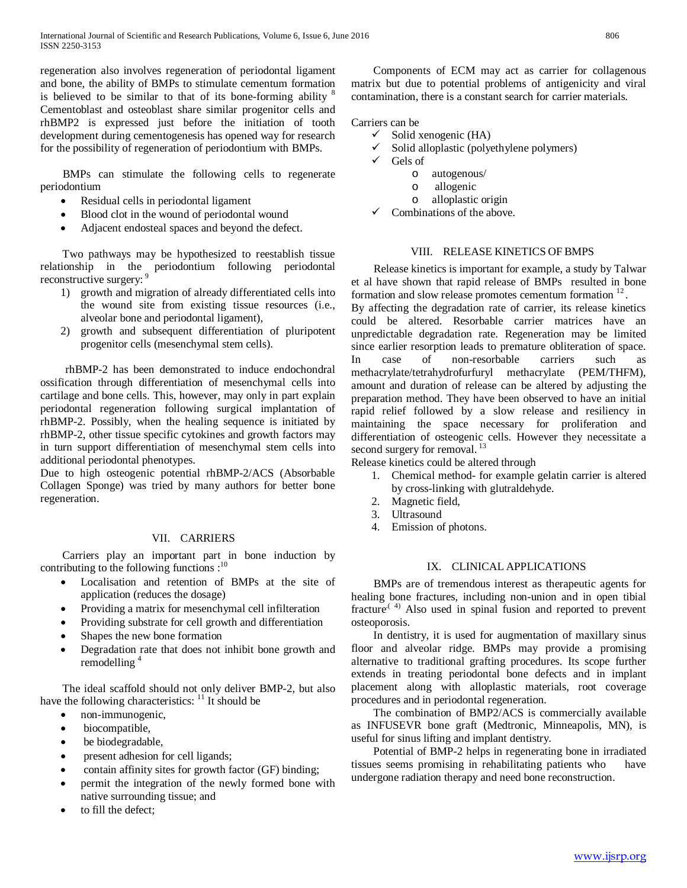regeneration also involves regeneration of periodontal ligament and bone, the ability of BMPs to stimulate cementum formation is believed to be similar to that of its bone-forming ability [8] Cementoblast and osteoblast share similar progenitor cells and rhBMP2 is expressed just before the initiation of tooth development during cementogenesis has opened way for research for the possibility of regeneration of periodontium with BMPs.

BMPs can stimulate the following cells to regenerate periodontium

- Residual cells in periodontal ligament
- Blood clot in the wound of periodontal wound
- Adjacent endosteal spaces and beyond the defect.

Two pathways may be hypothesized to reestablish tissue relationship in the periodontium following periodontal reconstructive surgery: [9]

1) growth and migration of already differentiated cells into the wound site from existing tissue resources (i.e., alveolar bone and periodontal ligament),
2) growth and subsequent differentiation of pluripotent progenitor cells (mesenchymal stem cells).

rhBMP-2 has been demonstrated to induce endochondral ossification through differentiation of mesenchymal cells into cartilage and bone cells. This, however, may only in part explain periodontal regeneration following surgical implantation of rhBMP-2. Possibly, when the healing sequence is initiated by rhBMP-2, other tissue specific cytokines and growth factors may in turn support differentiation of mesenchymal stem cells into additional periodontal phenotypes.

Due to high osteogenic potential rhBMP-2/ACS (Absorbable Collagen Sponge) was tried by many authors for better bone regeneration.

## VII. CARRIERS

Carriers play an important part in bone induction by contributing to the following functions :[10]

- Localisation and retention of BMPs at the site of application (reduces the dosage)
- Providing a matrix for mesenchymal cell infilteration
- Providing substrate for cell growth and differentiation
- Shapes the new bone formation
- Degradation rate that does not inhibit bone growth and remodelling [4]

The ideal scaffold should not only deliver BMP-2, but also have the following characteristics: [11] It should be

- non-immunogenic,
- biocompatible,
- be biodegradable,
- present adhesion for cell ligands;
- contain affinity sites for growth factor (GF) binding;
- permit the integration of the newly formed bone with native surrounding tissue; and
- to fill the defect;

Components of ECM may act as carrier for collagenous matrix but due to potential problems of antigenicity and viral contamination, there is a constant search for carrier materials.

Carriers can be

- ✓ Solid xenogenic (HA)
- ✓ Solid alloplastic (polyethylene polymers)
- ✓ Gels of
  - o autogenous/
  - o allogenic
  - o alloplastic origin
- ✓ Combinations of the above.

## VIII. RELEASE KINETICS OF BMPS

Release kinetics is important for example, a study by Talwar et al have shown that rapid release of BMPs resulted in bone formation and slow release promotes cementum formation [12].

By affecting the degradation rate of carrier, its release kinetics could be altered. Resorbable carrier matrices have an unpredictable degradation rate. Regeneration may be limited since earlier resorption leads to premature obliteration of space. In case of non-resorbable carriers such as methacrylate/tetrahydrofurfuryl methacrylate (PEM/THFM), amount and duration of release can be altered by adjusting the preparation method. They have been observed to have an initial rapid relief followed by a slow release and resiliency in maintaining the space necessary for proliferation and differentiation of osteogenic cells. However they necessitate a second surgery for removal. [13]

Release kinetics could be altered through

1. Chemical method- for example gelatin carrier is altered by cross-linking with glutraldehyde.
2. Magnetic field,
3. Ultrasound
4. Emission of photons.

## IX. CLINICAL APPLICATIONS

BMPs are of tremendous interest as therapeutic agents for healing bone fractures, including non-union and in open tibial fracture[(4)] Also used in spinal fusion and reported to prevent osteoporosis.

In dentistry, it is used for augmentation of maxillary sinus floor and alveolar ridge. BMPs may provide a promising alternative to traditional grafting procedures. Its scope further extends in treating periodontal bone defects and in implant placement along with alloplastic materials, root coverage procedures and in periodontal regeneration.

The combination of BMP2/ACS is commercially available as INFUSEVR bone graft (Medtronic, Minneapolis, MN), is useful for sinus lifting and implant dentistry.

Potential of BMP-2 helps in regenerating bone in irradiated tissues seems promising in rehabilitating patients who have undergone radiation therapy and need bone reconstruction.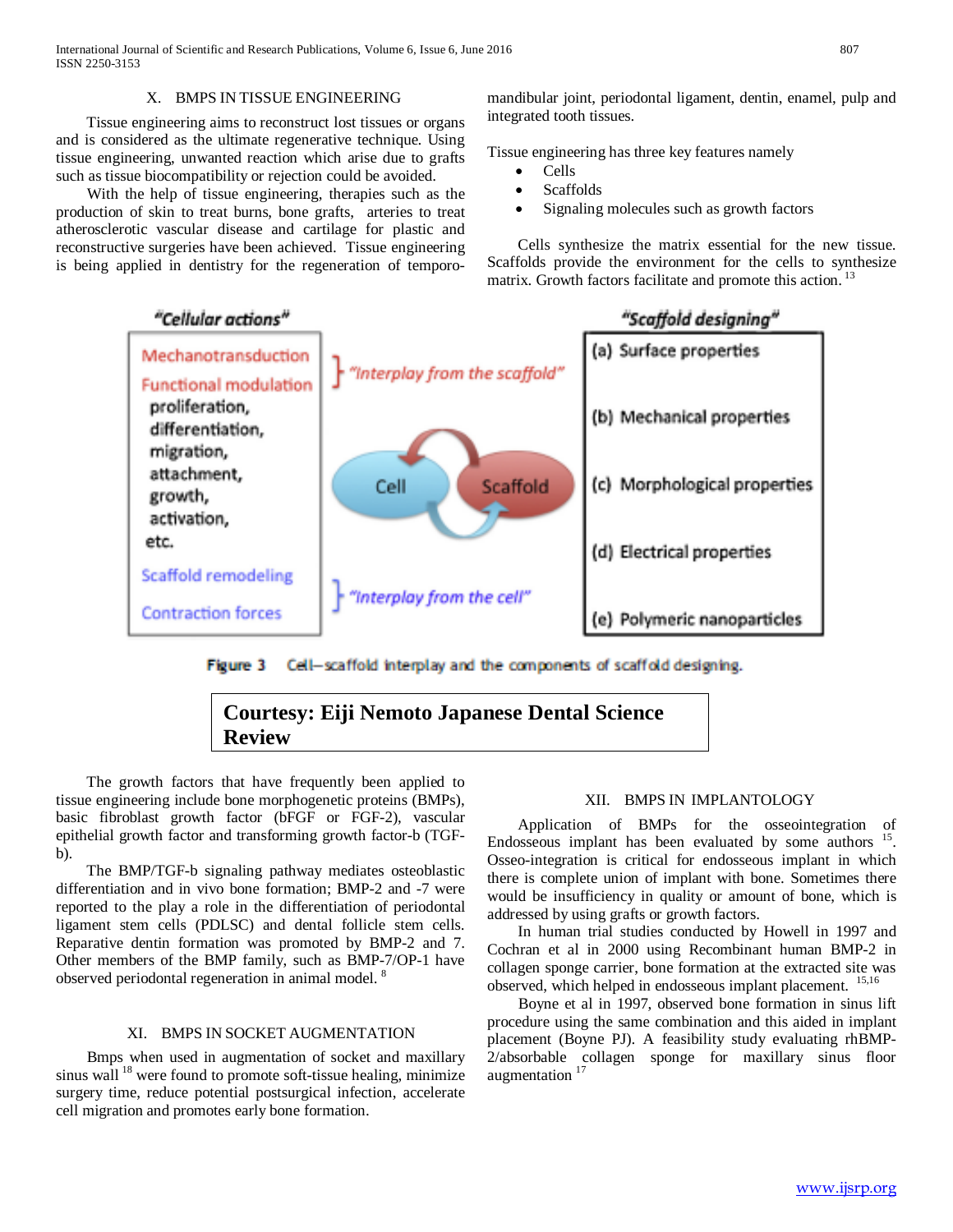## X. BMPS IN TISSUE ENGINEERING

Tissue engineering aims to reconstruct lost tissues or organs and is considered as the ultimate regenerative technique. Using tissue engineering, unwanted reaction which arise due to grafts such as tissue biocompatibility or rejection could be avoided.

With the help of tissue engineering, therapies such as the production of skin to treat burns, bone grafts, arteries to treat atherosclerotic vascular disease and cartilage for plastic and reconstructive surgeries have been achieved. Tissue engineering is being applied in dentistry for the regeneration of temporo-mandibular joint, periodontal ligament, dentin, enamel, pulp and integrated tooth tissues.

Tissue engineering has three key features namely

- Cells
- Scaffolds
- Signaling molecules such as growth factors

Cells synthesize the matrix essential for the new tissue. Scaffolds provide the environment for the cells to synthesize matrix. Growth factors facilitate and promote this action. [13]

"Cellular actions"

Mechanotransduction
Functional modulation
proliferation,
differentiation,
migration,
attachment,
growth,
activation,
etc.
Scaffold remodeling
Contraction forces

"Interplay from the scaffold"

Cell — Scaffold

"Interplay from the cell"

"Scaffold designing"

(a) Surface properties
(b) Mechanical properties
(c) Morphological properties
(d) Electrical properties
(e) Polymeric nanoparticles

**Figure 3** Cell–scaffold interplay and the components of scaffold designing.

**Courtesy: Eiji Nemoto Japanese Dental Science Review**

The growth factors that have frequently been applied to tissue engineering include bone morphogenetic proteins (BMPs), basic fibroblast growth factor (bFGF or FGF-2), vascular epithelial growth factor and transforming growth factor-b (TGF-b).

The BMP/TGF-b signaling pathway mediates osteoblastic differentiation and in vivo bone formation; BMP-2 and -7 were reported to the play a role in the differentiation of periodontal ligament stem cells (PDLSC) and dental follicle stem cells. Reparative dentin formation was promoted by BMP-2 and 7. Other members of the BMP family, such as BMP-7/OP-1 have observed periodontal regeneration in animal model. [8]

## XI. BMPS IN SOCKET AUGMENTATION

Bmps when used in augmentation of socket and maxillary sinus wall [18] were found to promote soft-tissue healing, minimize surgery time, reduce potential postsurgical infection, accelerate cell migration and promotes early bone formation.

## XII. BMPS IN IMPLANTOLOGY

Application of BMPs for the osseointegration of Endosseous implant has been evaluated by some authors [15]. Osseo-integration is critical for endosseous implant in which there is complete union of implant with bone. Sometimes there would be insufficiency in quality or amount of bone, which is addressed by using grafts or growth factors.

In human trial studies conducted by Howell in 1997 and Cochran et al in 2000 using Recombinant human BMP-2 in collagen sponge carrier, bone formation at the extracted site was observed, which helped in endosseous implant placement. [15,16]

Boyne et al in 1997, observed bone formation in sinus lift procedure using the same combination and this aided in implant placement (Boyne PJ). A feasibility study evaluating rhBMP-2/absorbable collagen sponge for maxillary sinus floor augmentation [17]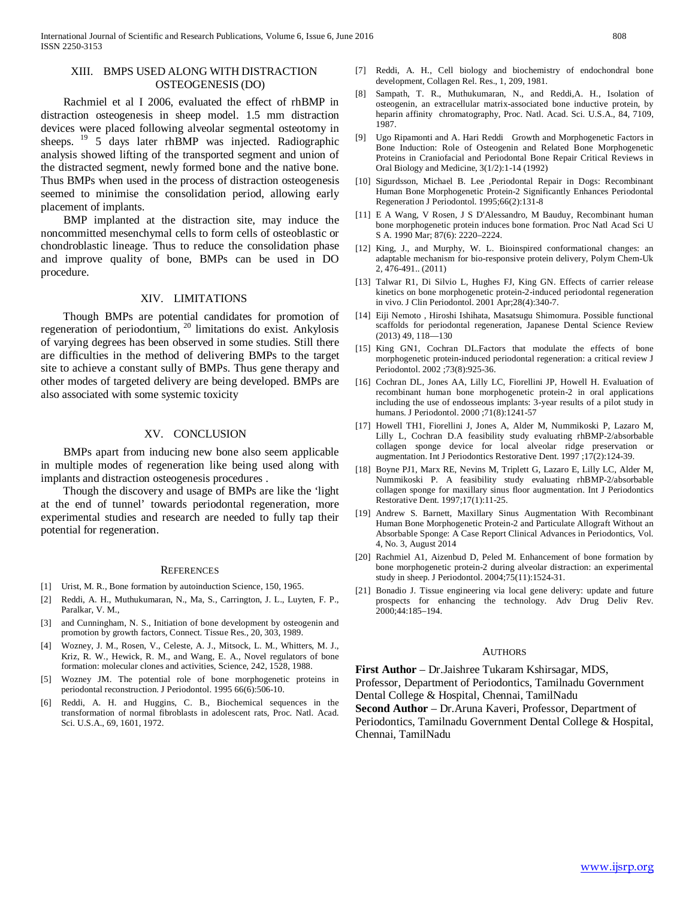## XIII. BMPS USED ALONG WITH DISTRACTION OSTEOGENESIS (DO)

Rachmiel et al I 2006, evaluated the effect of rhBMP in distraction osteogenesis in sheep model. 1.5 mm distraction devices were placed following alveolar segmental osteotomy in sheeps. [19] 5 days later rhBMP was injected. Radiographic analysis showed lifting of the transported segment and union of the distracted segment, newly formed bone and the native bone. Thus BMPs when used in the process of distraction osteogenesis seemed to minimise the consolidation period, allowing early placement of implants.

BMP implanted at the distraction site, may induce the noncommitted mesenchymal cells to form cells of osteoblastic or chondroblastic lineage. Thus to reduce the consolidation phase and improve quality of bone, BMPs can be used in DO procedure.

## XIV. LIMITATIONS

Though BMPs are potential candidates for promotion of regeneration of periodontium, [20] limitations do exist. Ankylosis of varying degrees has been observed in some studies. Still there are difficulties in the method of delivering BMPs to the target site to achieve a constant sully of BMPs. Thus gene therapy and other modes of targeted delivery are being developed. BMPs are also associated with some systemic toxicity

## XV. CONCLUSION

BMPs apart from inducing new bone also seem applicable in multiple modes of regeneration like being used along with implants and distraction osteogenesis procedures .

Though the discovery and usage of BMPs are like the 'light at the end of tunnel' towards periodontal regeneration, more experimental studies and research are needed to fully tap their potential for regeneration.

## REFERENCES

[1] Urist, M. R., Bone formation by autoinduction Science, 150, 1965.

[2] Reddi, A. H., Muthukumaran, N., Ma, S., Carrington, J. L., Luyten, F. P., Paralkar, V. M.,

[3] and Cunningham, N. S., Initiation of bone development by osteogenin and promotion by growth factors, Connect. Tissue Res., 20, 303, 1989.

[4] Wozney, J. M., Rosen, V., Celeste, A. J., Mitsock, L. M., Whitters, M. J., Kriz, R. W., Hewick, R. M., and Wang, E. A., Novel regulators of bone formation: molecular clones and activities, Science, 242, 1528, 1988.

[5] Wozney JM. The potential role of bone morphogenetic proteins in periodontal reconstruction. J Periodontol. 1995 66(6):506-10.

[6] Reddi, A. H. and Huggins, C. B., Biochemical sequences in the transformation of normal fibroblasts in adolescent rats, Proc. Natl. Acad. Sci. U.S.A., 69, 1601, 1972.

[7] Reddi, A. H., Cell biology and biochemistry of endochondral bone development, Collagen Rel. Res., 1, 209, 1981.

[8] Sampath, T. R., Muthukumaran, N., and Reddi,A. H., Isolation of osteogenin, an extracellular matrix-associated bone inductive protein, by heparin affinity chromatography, Proc. Natl. Acad. Sci. U.S.A., 84, 7109, 1987.

[9] Ugo Ripamonti and A. Hari Reddi Growth and Morphogenetic Factors in Bone Induction: Role of Osteogenin and Related Bone Morphogenetic Proteins in Craniofacial and Periodontal Bone Repair Critical Reviews in Oral Biology and Medicine, 3(1/2):1-14 (1992)

[10] Sigurdsson, Michael B. Lee ,Periodontal Repair in Dogs: Recombinant Human Bone Morphogenetic Protein-2 Significantly Enhances Periodontal Regeneration J Periodontol. 1995;66(2):131-8

[11] E A Wang, V Rosen, J S D'Alessandro, M Bauduy, Recombinant human bone morphogenetic protein induces bone formation. Proc Natl Acad Sci U S A. 1990 Mar; 87(6): 2220–2224.

[12] King, J., and Murphy, W. L. Bioinspired conformational changes: an adaptable mechanism for bio-responsive protein delivery, Polym Chem-Uk 2, 476-491.. (2011)

[13] Talwar R1, Di Silvio L, Hughes FJ, King GN. Effects of carrier release kinetics on bone morphogenetic protein-2-induced periodontal regeneration in vivo. J Clin Periodontol. 2001 Apr;28(4):340-7.

[14] Eiji Nemoto , Hiroshi Ishihata, Masatsugu Shimomura. Possible functional scaffolds for periodontal regeneration, Japanese Dental Science Review (2013) 49, 118—130

[15] King GN1, Cochran DL.Factors that modulate the effects of bone morphogenetic protein-induced periodontal regeneration: a critical review J Periodontol. 2002 ;73(8):925-36.

[16] Cochran DL, Jones AA, Lilly LC, Fiorellini JP, Howell H. Evaluation of recombinant human bone morphogenetic protein-2 in oral applications including the use of endosseous implants: 3-year results of a pilot study in humans. J Periodontol. 2000 ;71(8):1241-57

[17] Howell TH1, Fiorellini J, Jones A, Alder M, Nummikoski P, Lazaro M, Lilly L, Cochran D.A feasibility study evaluating rhBMP-2/absorbable collagen sponge device for local alveolar ridge preservation or augmentation. Int J Periodontics Restorative Dent. 1997 ;17(2):124-39.

[18] Boyne PJ1, Marx RE, Nevins M, Triplett G, Lazaro E, Lilly LC, Alder M, Nummikoski P. A feasibility study evaluating rhBMP-2/absorbable collagen sponge for maxillary sinus floor augmentation. Int J Periodontics Restorative Dent. 1997;17(1):11-25.

[19] Andrew S. Barnett, Maxillary Sinus Augmentation With Recombinant Human Bone Morphogenetic Protein-2 and Particulate Allograft Without an Absorbable Sponge: A Case Report Clinical Advances in Periodontics, Vol. 4, No. 3, August 2014

[20] Rachmiel A1, Aizenbud D, Peled M. Enhancement of bone formation by bone morphogenetic protein-2 during alveolar distraction: an experimental study in sheep. J Periodontol. 2004;75(11):1524-31.

[21] Bonadio J. Tissue engineering via local gene delivery: update and future prospects for enhancing the technology. Adv Drug Deliv Rev. 2000;44:185–194.

## AUTHORS

**First Author** – Dr.Jaishree Tukaram Kshirsagar, MDS, Professor, Department of Periodontics, Tamilnadu Government Dental College & Hospital, Chennai, TamilNadu

**Second Author** – Dr.Aruna Kaveri, Professor, Department of Periodontics, Tamilnadu Government Dental College & Hospital, Chennai, TamilNadu